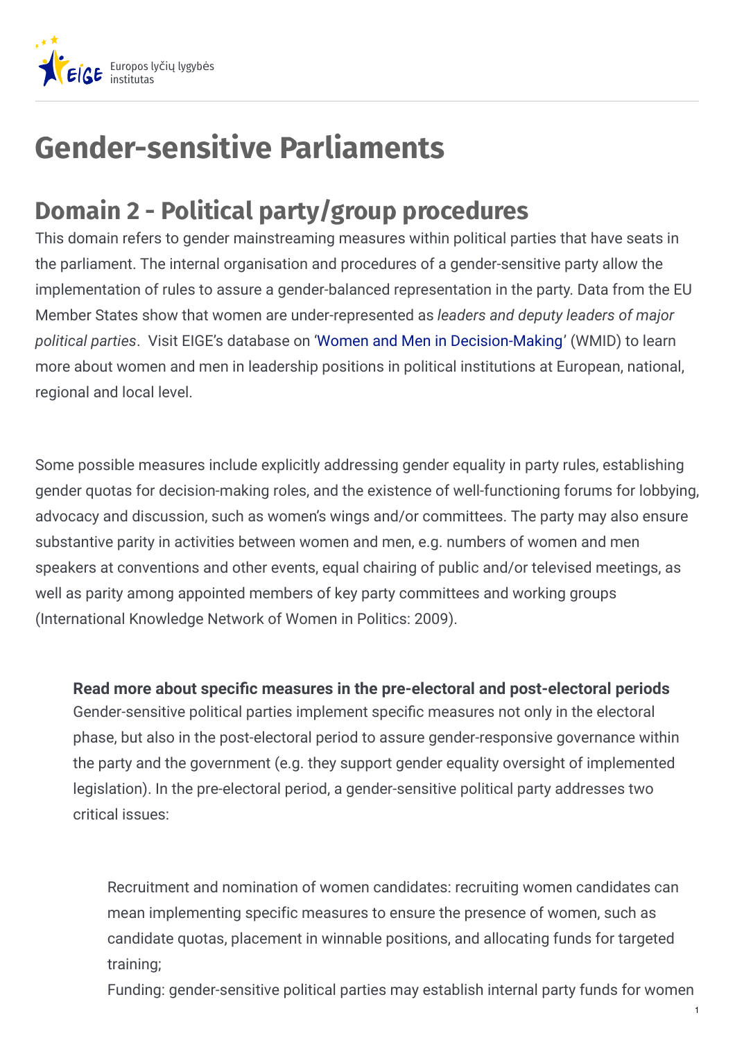# Gender-sensitive Parliaments

## Domain 2 - Political party/group procedures

This domain refers to gender mainstreaming measures within political parties that have seats in the parliament. The internal organisation and procedures of a gender-sensitive party allow the implementation of rules to assure a gender-balanced representation in the party. Data from the EU Member States show that women are under-represented as *leaders and deputy leaders of major political parties*. Visit EIGE's database on 'Women and Men in Decision-Making' (WMID) to learn more about women and men in leadership positions in political institutions at European, national, regional and local level.

Some possible measures include explicitly addressing gender equality in party rules, establishing gender quotas for decision-making roles, and the existence of well-functioning forums for lobbying, advocacy and discussion, such as women's wings and/or committees. The party may also ensure substantive parity in activities between women and men, e.g. numbers of women and men speakers at conventions and other events, equal chairing of public and/or televised meetings, as well as parity among appointed members of key party committees and working groups (International Knowledge Network of Women in Politics: 2009).

**Read more about specific measures in the pre-electoral and post-electoral periods**

Gender-sensitive political parties implement specific measures not only in the electoral phase, but also in the post-electoral period to assure gender-responsive governance within the party and the government (e.g. they support gender equality oversight of implemented legislation). In the pre-electoral period, a gender-sensitive political party addresses two critical issues:

Recruitment and nomination of women candidates: recruiting women candidates can mean implementing specific measures to ensure the presence of women, such as candidate quotas, placement in winnable positions, and allocating funds for targeted training;

Funding: gender-sensitive political parties may establish internal party funds for women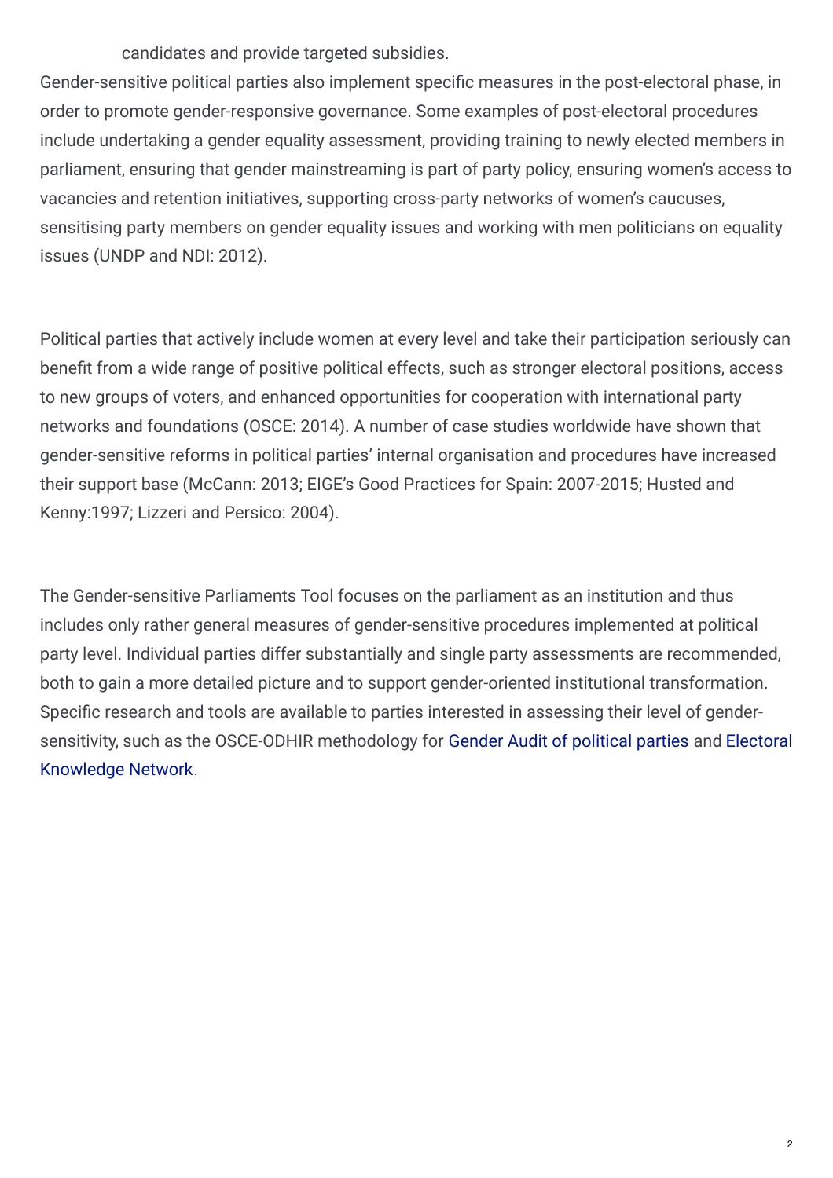candidates and provide targeted subsidies.

Gender-sensitive political parties also implement specific measures in the post-electoral phase, in order to promote gender-responsive governance. Some examples of post-electoral procedures include undertaking a gender equality assessment, providing training to newly elected members in parliament, ensuring that gender mainstreaming is part of party policy, ensuring women's access to vacancies and retention initiatives, supporting cross-party networks of women's caucuses, sensitising party members on gender equality issues and working with men politicians on equality issues (UNDP and NDI: 2012).

Political parties that actively include women at every level and take their participation seriously can benefit from a wide range of positive political effects, such as stronger electoral positions, access to new groups of voters, and enhanced opportunities for cooperation with international party networks and foundations (OSCE: 2014). A number of case studies worldwide have shown that gender-sensitive reforms in political parties' internal organisation and procedures have increased their support base (McCann: 2013; EIGE's Good Practices for Spain: 2007-2015; Husted and Kenny:1997; Lizzeri and Persico: 2004).

The Gender-sensitive Parliaments Tool focuses on the parliament as an institution and thus includes only rather general measures of gender-sensitive procedures implemented at political party level. Individual parties differ substantially and single party assessments are recommended, both to gain a more detailed picture and to support gender-oriented institutional transformation. Specific research and tools are available to parties interested in assessing their level of gender-sensitivity, such as the OSCE-ODHIR methodology for Gender Audit of political parties and Electoral Knowledge Network.